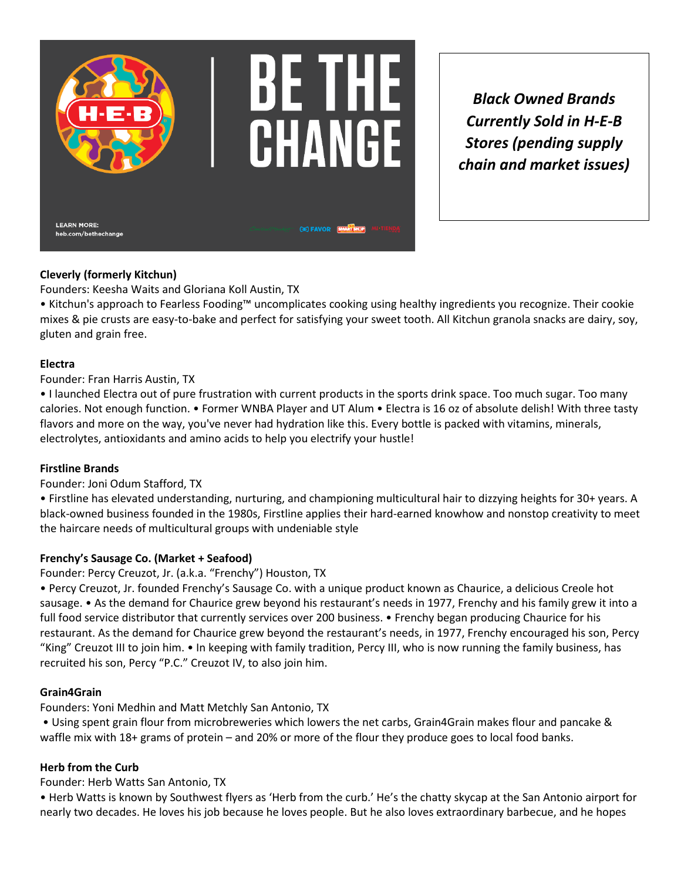BE THE CHANGE

LEARN MORE: heb.com/bethechange

***Black Owned Brands Currently Sold in H-E-B Stores (pending supply chain and market issues)***

**Cleverly (formerly Kitchun)**

Founders: Keesha Waits and Gloriana Koll Austin, TX

• Kitchun's approach to Fearless Fooding™ uncomplicates cooking using healthy ingredients you recognize. Their cookie mixes & pie crusts are easy-to-bake and perfect for satisfying your sweet tooth. All Kitchun granola snacks are dairy, soy, gluten and grain free.

**Electra**

Founder: Fran Harris Austin, TX

• I launched Electra out of pure frustration with current products in the sports drink space. Too much sugar. Too many calories. Not enough function. • Former WNBA Player and UT Alum • Electra is 16 oz of absolute delish! With three tasty flavors and more on the way, you've never had hydration like this. Every bottle is packed with vitamins, minerals, electrolytes, antioxidants and amino acids to help you electrify your hustle!

**Firstline Brands**

Founder: Joni Odum Stafford, TX

• Firstline has elevated understanding, nurturing, and championing multicultural hair to dizzying heights for 30+ years. A black-owned business founded in the 1980s, Firstline applies their hard-earned knowhow and nonstop creativity to meet the haircare needs of multicultural groups with undeniable style

**Frenchy's Sausage Co. (Market + Seafood)**

Founder: Percy Creuzot, Jr. (a.k.a. "Frenchy") Houston, TX

• Percy Creuzot, Jr. founded Frenchy's Sausage Co. with a unique product known as Chaurice, a delicious Creole hot sausage. • As the demand for Chaurice grew beyond his restaurant's needs in 1977, Frenchy and his family grew it into a full food service distributor that currently services over 200 business. • Frenchy began producing Chaurice for his restaurant. As the demand for Chaurice grew beyond the restaurant's needs, in 1977, Frenchy encouraged his son, Percy "King" Creuzot III to join him. • In keeping with family tradition, Percy III, who is now running the family business, has recruited his son, Percy "P.C." Creuzot IV, to also join him.

**Grain4Grain**

Founders: Yoni Medhin and Matt Metchly San Antonio, TX

• Using spent grain flour from microbreweries which lowers the net carbs, Grain4Grain makes flour and pancake & waffle mix with 18+ grams of protein – and 20% or more of the flour they produce goes to local food banks.

**Herb from the Curb**

Founder: Herb Watts San Antonio, TX

• Herb Watts is known by Southwest flyers as 'Herb from the curb.' He's the chatty skycap at the San Antonio airport for nearly two decades. He loves his job because he loves people. But he also loves extraordinary barbecue, and he hopes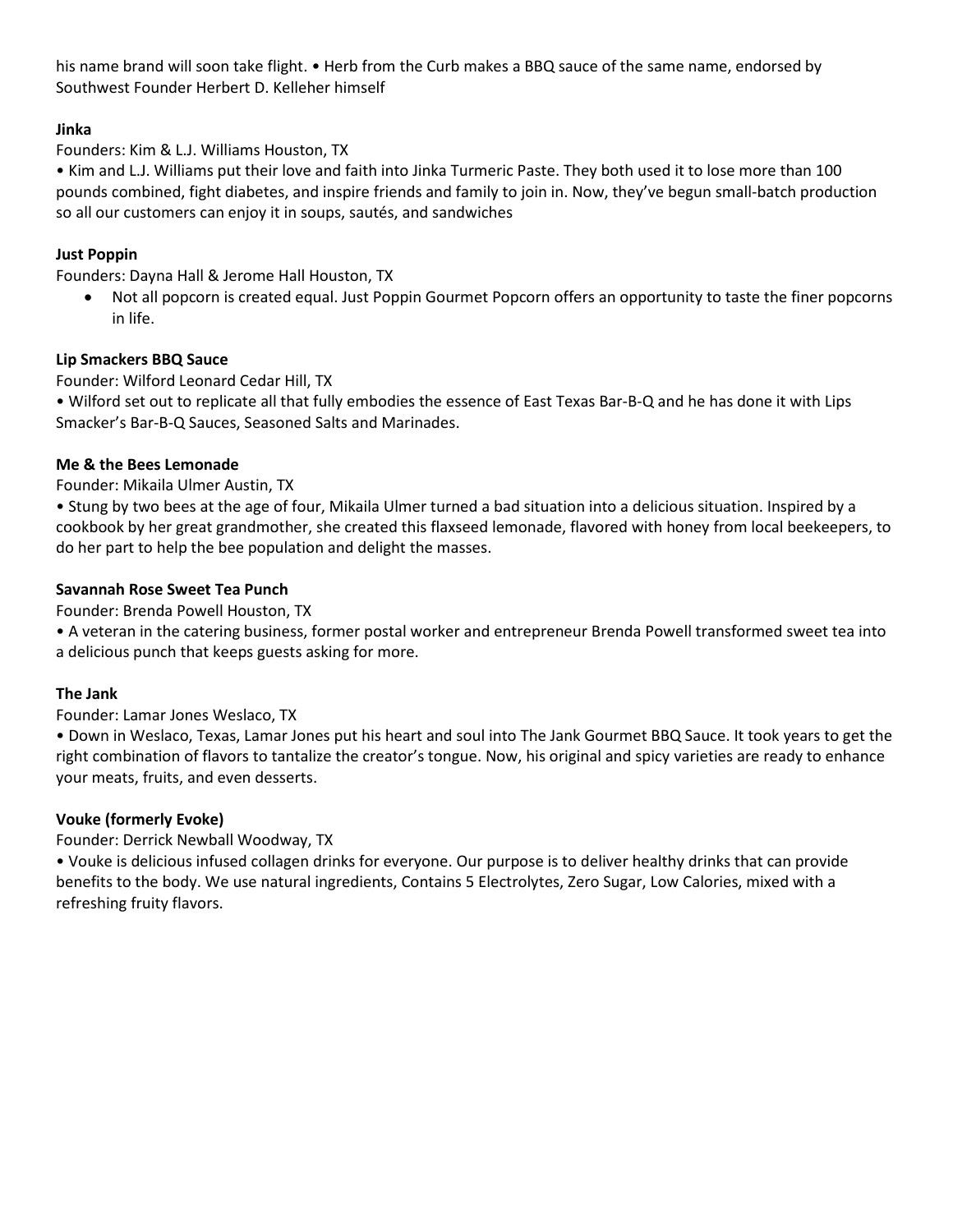his name brand will soon take flight. • Herb from the Curb makes a BBQ sauce of the same name, endorsed by Southwest Founder Herbert D. Kelleher himself

**Jinka**

Founders: Kim & L.J. Williams Houston, TX

• Kim and L.J. Williams put their love and faith into Jinka Turmeric Paste. They both used it to lose more than 100 pounds combined, fight diabetes, and inspire friends and family to join in. Now, they've begun small-batch production so all our customers can enjoy it in soups, sautés, and sandwiches

**Just Poppin**

Founders: Dayna Hall & Jerome Hall Houston, TX

- Not all popcorn is created equal. Just Poppin Gourmet Popcorn offers an opportunity to taste the finer popcorns in life.

**Lip Smackers BBQ Sauce**

Founder: Wilford Leonard Cedar Hill, TX

• Wilford set out to replicate all that fully embodies the essence of East Texas Bar-B-Q and he has done it with Lips Smacker's Bar-B-Q Sauces, Seasoned Salts and Marinades.

**Me & the Bees Lemonade**

Founder: Mikaila Ulmer Austin, TX

• Stung by two bees at the age of four, Mikaila Ulmer turned a bad situation into a delicious situation. Inspired by a cookbook by her great grandmother, she created this flaxseed lemonade, flavored with honey from local beekeepers, to do her part to help the bee population and delight the masses.

**Savannah Rose Sweet Tea Punch**

Founder: Brenda Powell Houston, TX

• A veteran in the catering business, former postal worker and entrepreneur Brenda Powell transformed sweet tea into a delicious punch that keeps guests asking for more.

**The Jank**

Founder: Lamar Jones Weslaco, TX

• Down in Weslaco, Texas, Lamar Jones put his heart and soul into The Jank Gourmet BBQ Sauce. It took years to get the right combination of flavors to tantalize the creator's tongue. Now, his original and spicy varieties are ready to enhance your meats, fruits, and even desserts.

**Vouke (formerly Evoke)**

Founder: Derrick Newball Woodway, TX

• Vouke is delicious infused collagen drinks for everyone. Our purpose is to deliver healthy drinks that can provide benefits to the body. We use natural ingredients, Contains 5 Electrolytes, Zero Sugar, Low Calories, mixed with a refreshing fruity flavors.